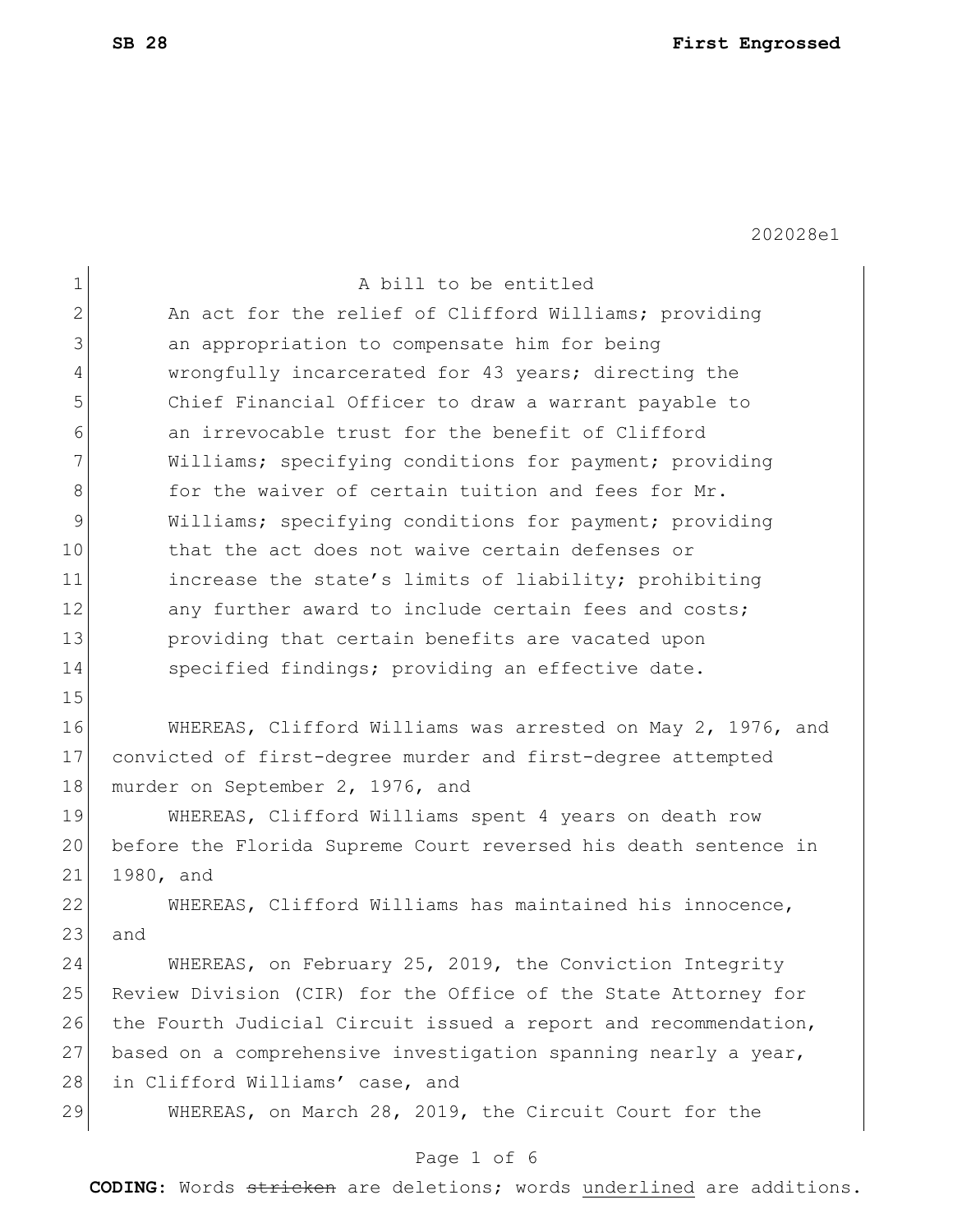A bill to be entitled

An act for the relief of Clifford Williams; providing an appropriation to compensate him for being wrongfully incarcerated for 43 years; directing the Chief Financial Officer to draw a warrant payable to an irrevocable trust for the benefit of Clifford Williams; specifying conditions for payment; providing for the waiver of certain tuition and fees for Mr. Williams; specifying conditions for payment; providing that the act does not waive certain defenses or increase the state's limits of liability; prohibiting any further award to include certain fees and costs; providing that certain benefits are vacated upon specified findings; providing an effective date.

WHEREAS, Clifford Williams was arrested on May 2, 1976, and convicted of first-degree murder and first-degree attempted murder on September 2, 1976, and

WHEREAS, Clifford Williams spent 4 years on death row before the Florida Supreme Court reversed his death sentence in 1980, and

WHEREAS, Clifford Williams has maintained his innocence, and

WHEREAS, on February 25, 2019, the Conviction Integrity Review Division (CIR) for the Office of the State Attorney for the Fourth Judicial Circuit issued a report and recommendation, based on a comprehensive investigation spanning nearly a year, in Clifford Williams' case, and

WHEREAS, on March 28, 2019, the Circuit Court for the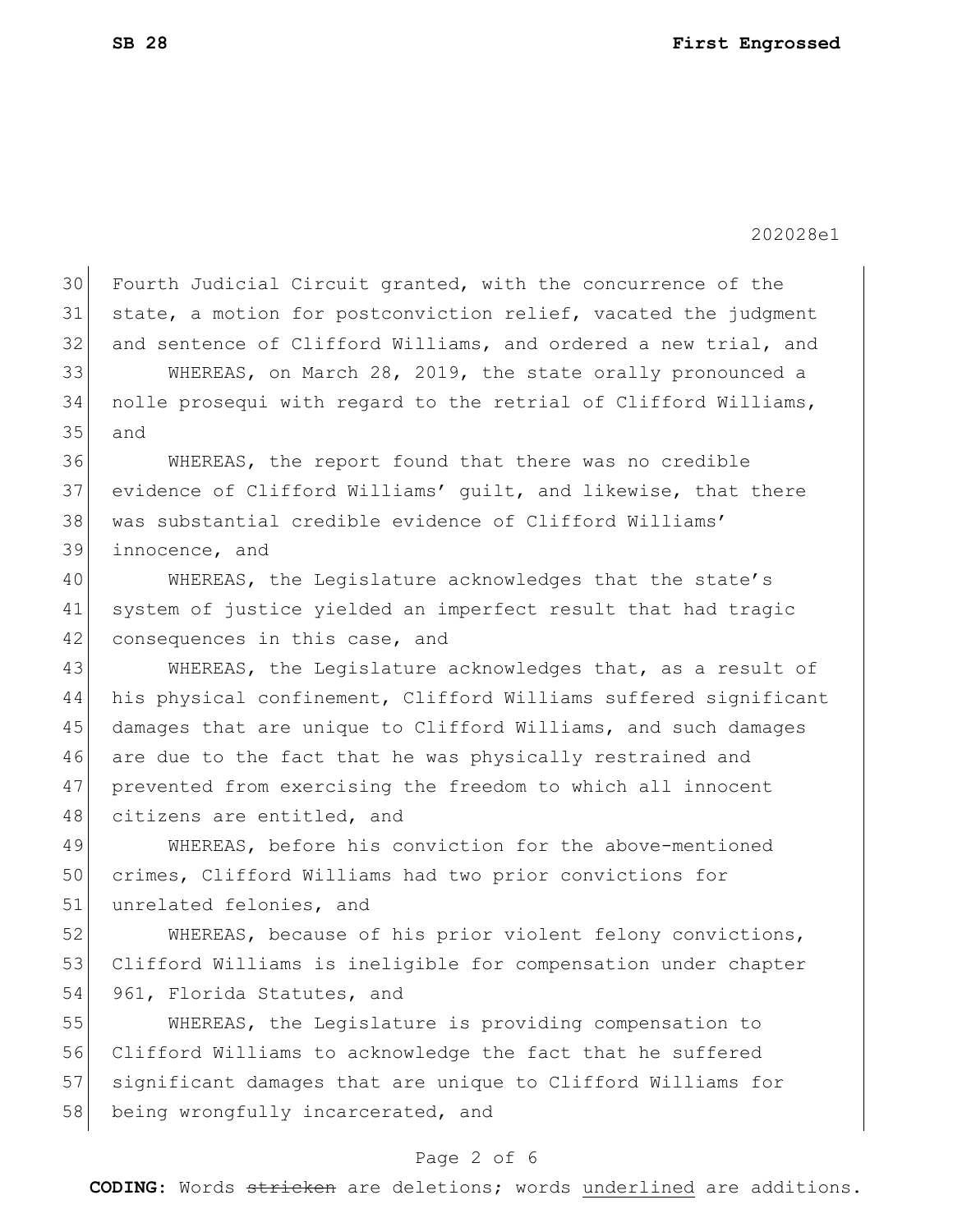Fourth Judicial Circuit granted, with the concurrence of the state, a motion for postconviction relief, vacated the judgment and sentence of Clifford Williams, and ordered a new trial, and

WHEREAS, on March 28, 2019, the state orally pronounced a nolle prosequi with regard to the retrial of Clifford Williams, and

WHEREAS, the report found that there was no credible evidence of Clifford Williams' guilt, and likewise, that there was substantial credible evidence of Clifford Williams' innocence, and

WHEREAS, the Legislature acknowledges that the state's system of justice yielded an imperfect result that had tragic consequences in this case, and

WHEREAS, the Legislature acknowledges that, as a result of his physical confinement, Clifford Williams suffered significant damages that are unique to Clifford Williams, and such damages are due to the fact that he was physically restrained and prevented from exercising the freedom to which all innocent citizens are entitled, and

WHEREAS, before his conviction for the above-mentioned crimes, Clifford Williams had two prior convictions for unrelated felonies, and

WHEREAS, because of his prior violent felony convictions, Clifford Williams is ineligible for compensation under chapter 961, Florida Statutes, and

WHEREAS, the Legislature is providing compensation to Clifford Williams to acknowledge the fact that he suffered significant damages that are unique to Clifford Williams for being wrongfully incarcerated, and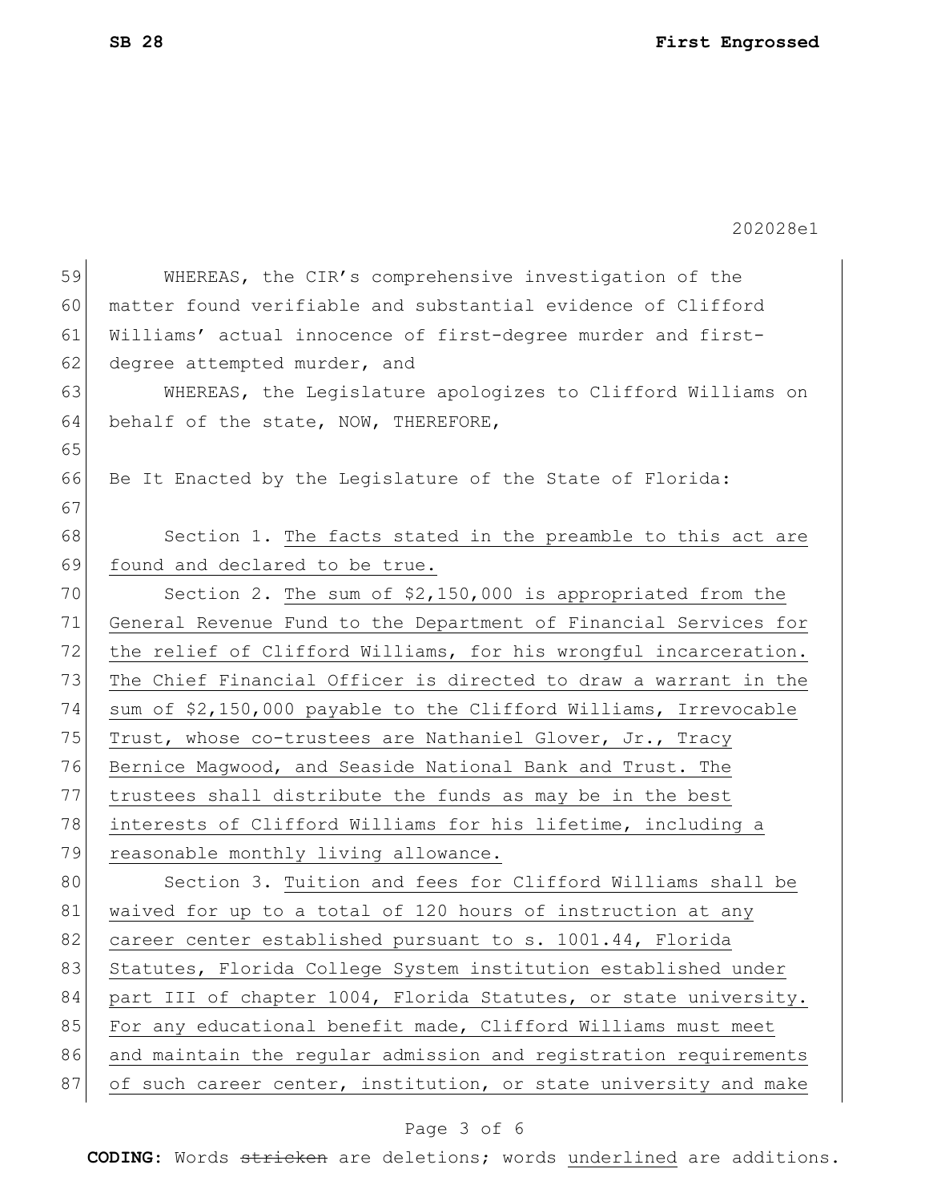WHEREAS, the CIR's comprehensive investigation of the matter found verifiable and substantial evidence of Clifford Williams' actual innocence of first-degree murder and first-degree attempted murder, and

WHEREAS, the Legislature apologizes to Clifford Williams on behalf of the state, NOW, THEREFORE,

Be It Enacted by the Legislature of the State of Florida:

Section 1. The facts stated in the preamble to this act are found and declared to be true.

Section 2. The sum of $2,150,000 is appropriated from the General Revenue Fund to the Department of Financial Services for the relief of Clifford Williams, for his wrongful incarceration. The Chief Financial Officer is directed to draw a warrant in the sum of $2,150,000 payable to the Clifford Williams, Irrevocable Trust, whose co-trustees are Nathaniel Glover, Jr., Tracy Bernice Magwood, and Seaside National Bank and Trust. The trustees shall distribute the funds as may be in the best interests of Clifford Williams for his lifetime, including a reasonable monthly living allowance.

Section 3. Tuition and fees for Clifford Williams shall be waived for up to a total of 120 hours of instruction at any career center established pursuant to s. 1001.44, Florida Statutes, Florida College System institution established under part III of chapter 1004, Florida Statutes, or state university. For any educational benefit made, Clifford Williams must meet and maintain the regular admission and registration requirements of such career center, institution, or state university and make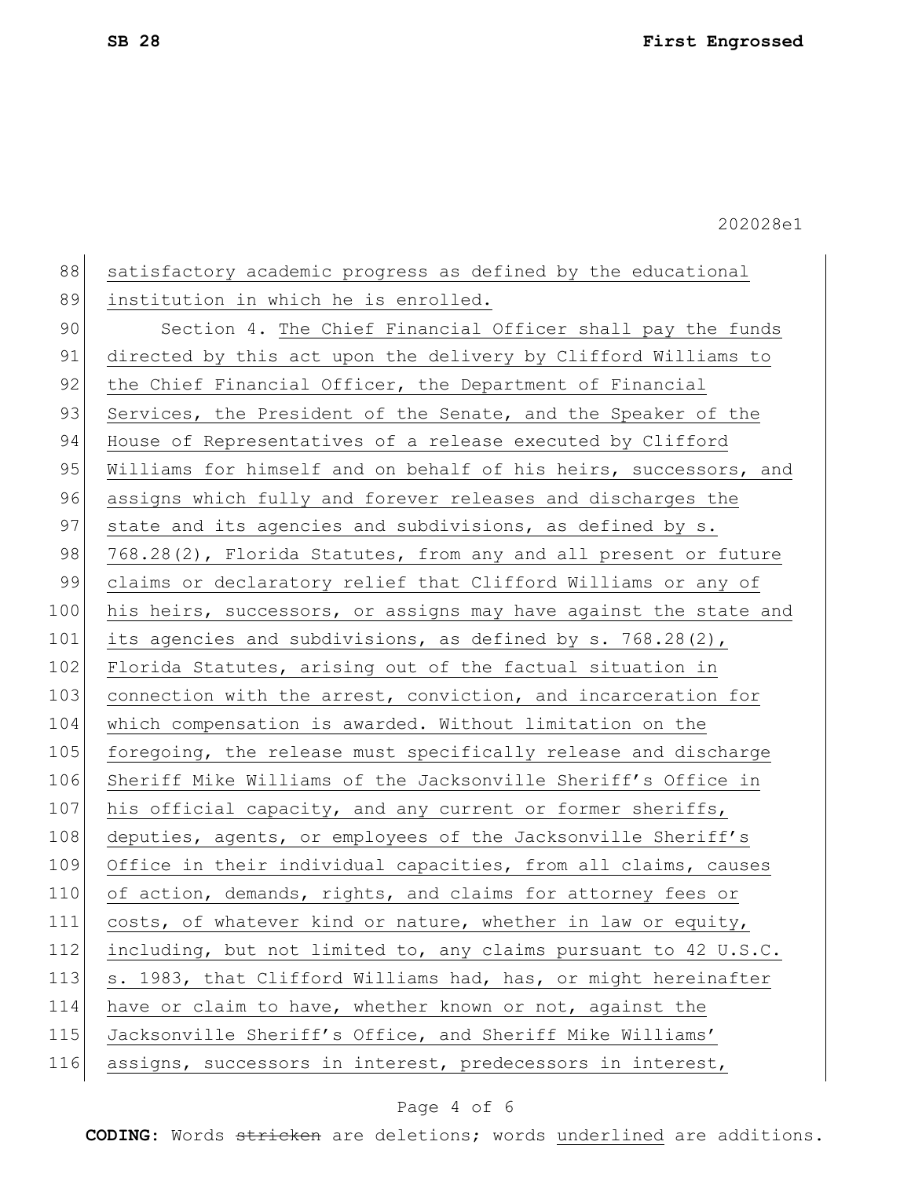satisfactory academic progress as defined by the educational institution in which he is enrolled.

Section 4. The Chief Financial Officer shall pay the funds directed by this act upon the delivery by Clifford Williams to the Chief Financial Officer, the Department of Financial Services, the President of the Senate, and the Speaker of the House of Representatives of a release executed by Clifford Williams for himself and on behalf of his heirs, successors, and assigns which fully and forever releases and discharges the state and its agencies and subdivisions, as defined by s. 768.28(2), Florida Statutes, from any and all present or future claims or declaratory relief that Clifford Williams or any of his heirs, successors, or assigns may have against the state and its agencies and subdivisions, as defined by s. 768.28(2), Florida Statutes, arising out of the factual situation in connection with the arrest, conviction, and incarceration for which compensation is awarded. Without limitation on the foregoing, the release must specifically release and discharge Sheriff Mike Williams of the Jacksonville Sheriff's Office in his official capacity, and any current or former sheriffs, deputies, agents, or employees of the Jacksonville Sheriff's Office in their individual capacities, from all claims, causes of action, demands, rights, and claims for attorney fees or costs, of whatever kind or nature, whether in law or equity, including, but not limited to, any claims pursuant to 42 U.S.C. s. 1983, that Clifford Williams had, has, or might hereinafter have or claim to have, whether known or not, against the Jacksonville Sheriff's Office, and Sheriff Mike Williams' assigns, successors in interest, predecessors in interest,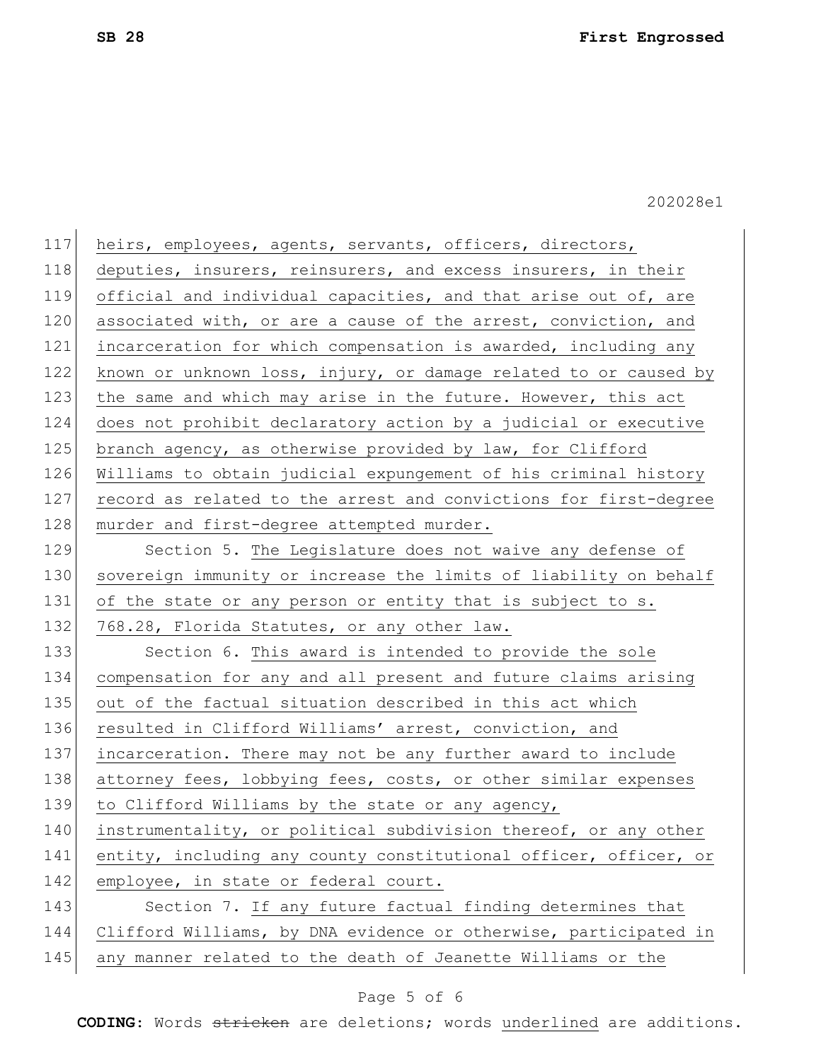heirs, employees, agents, servants, officers, directors, deputies, insurers, reinsurers, and excess insurers, in their official and individual capacities, and that arise out of, are associated with, or are a cause of the arrest, conviction, and incarceration for which compensation is awarded, including any known or unknown loss, injury, or damage related to or caused by the same and which may arise in the future. However, this act does not prohibit declaratory action by a judicial or executive branch agency, as otherwise provided by law, for Clifford Williams to obtain judicial expungement of his criminal history record as related to the arrest and convictions for first-degree murder and first-degree attempted murder.

Section 5. The Legislature does not waive any defense of sovereign immunity or increase the limits of liability on behalf of the state or any person or entity that is subject to s. 768.28, Florida Statutes, or any other law.

Section 6. This award is intended to provide the sole compensation for any and all present and future claims arising out of the factual situation described in this act which resulted in Clifford Williams' arrest, conviction, and incarceration. There may not be any further award to include attorney fees, lobbying fees, costs, or other similar expenses to Clifford Williams by the state or any agency, instrumentality, or political subdivision thereof, or any other entity, including any county constitutional officer, officer, or employee, in state or federal court.

Section 7. If any future factual finding determines that Clifford Williams, by DNA evidence or otherwise, participated in any manner related to the death of Jeanette Williams or the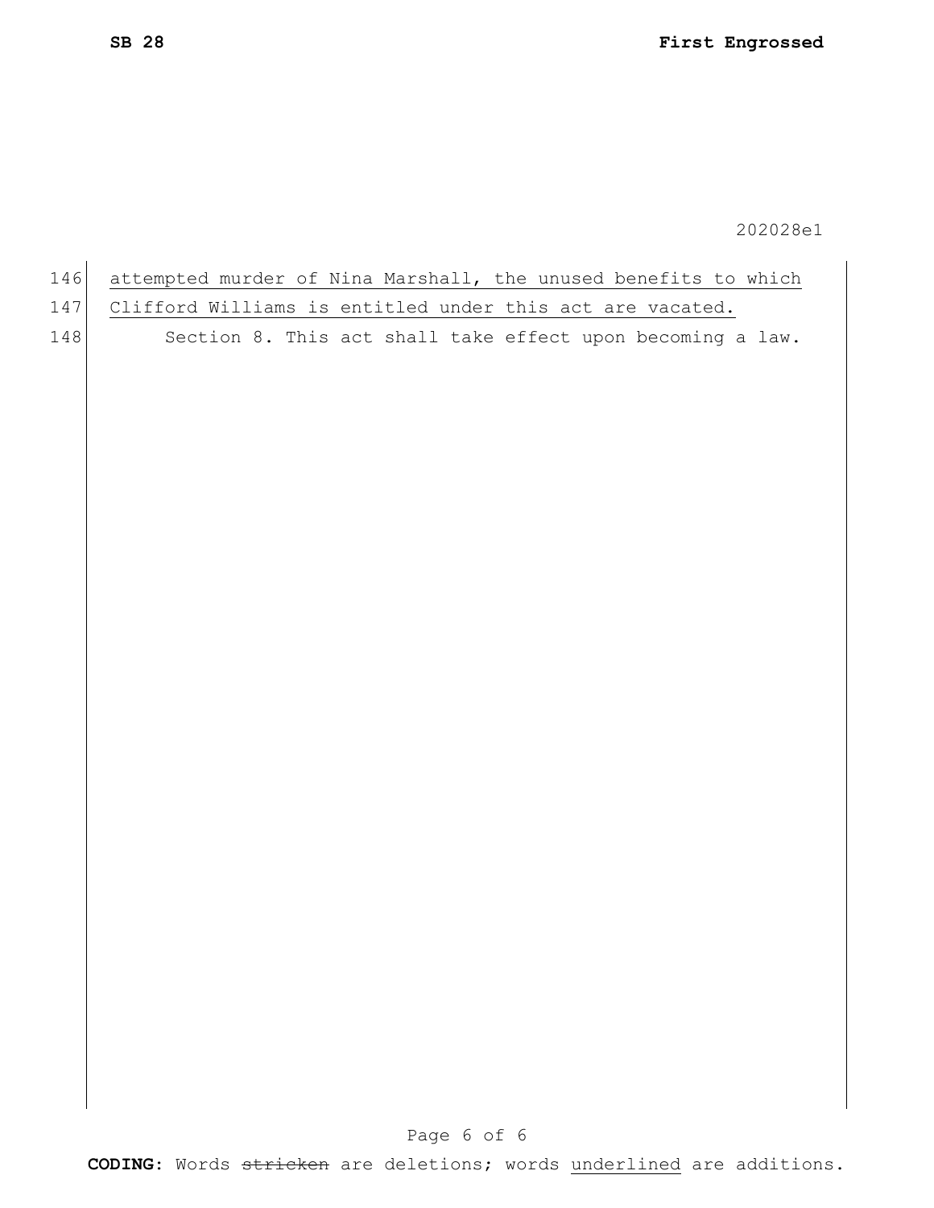146 attempted murder of Nina Marshall, the unused benefits to which

147 Clifford Williams is entitled under this act are vacated.

148 Section 8. This act shall take effect upon becoming a law.

**CODING:** Words ~~stricken~~ are deletions; words underlined are additions.